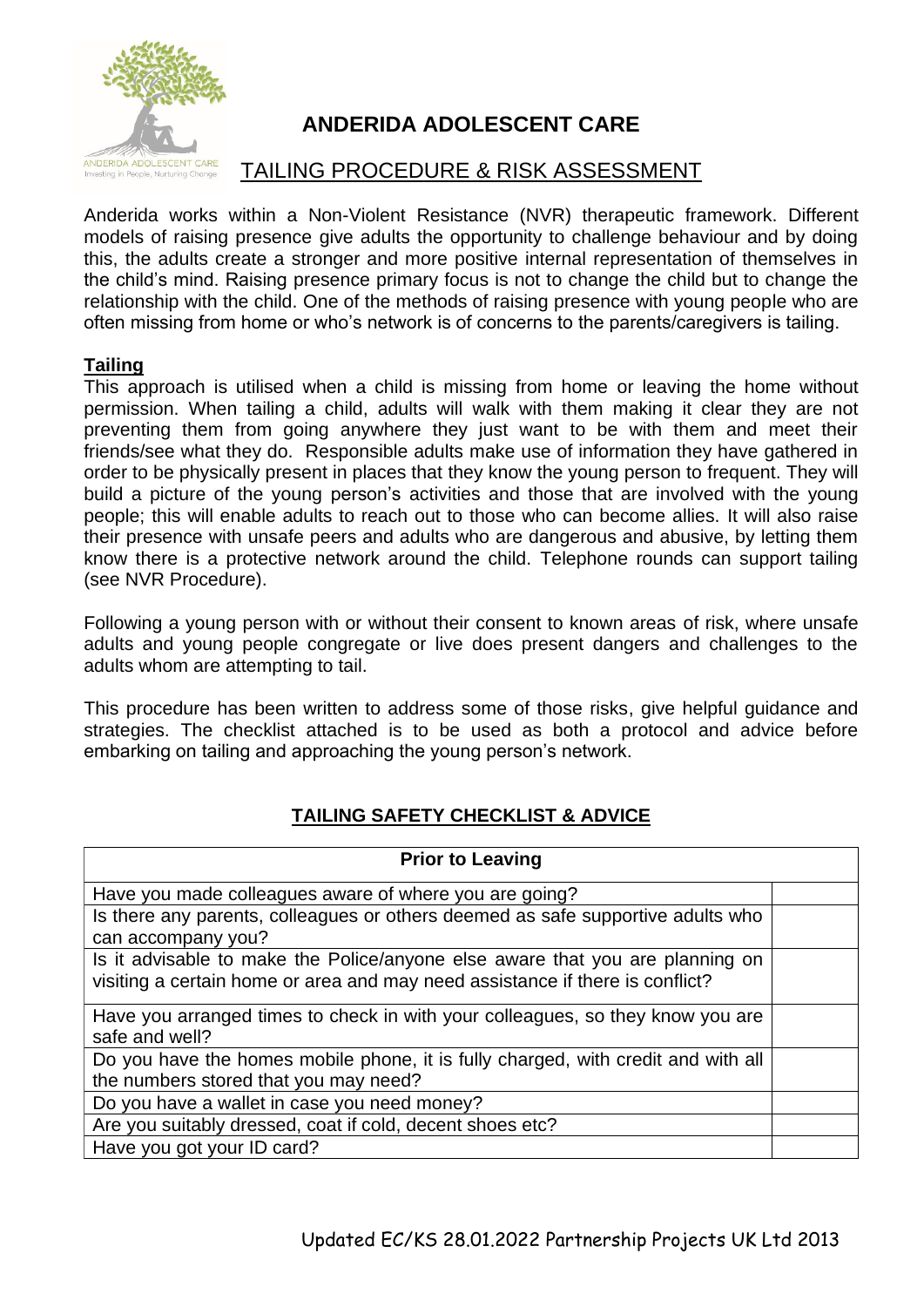# ANDERIDA ADOLESCENT CARE

## TAILING PROCEDURE & RISK ASSESSMENT

Anderida works within a Non-Violent Resistance (NVR) therapeutic framework. Different models of raising presence give adults the opportunity to challenge behaviour and by doing this, the adults create a stronger and more positive internal representation of themselves in the child's mind. Raising presence primary focus is not to change the child but to change the relationship with the child. One of the methods of raising presence with young people who are often missing from home or who's network is of concerns to the parents/caregivers is tailing.

**Tailing**

This approach is utilised when a child is missing from home or leaving the home without permission. When tailing a child, adults will walk with them making it clear they are not preventing them from going anywhere they just want to be with them and meet their friends/see what they do. Responsible adults make use of information they have gathered in order to be physically present in places that they know the young person to frequent. They will build a picture of the young person's activities and those that are involved with the young people; this will enable adults to reach out to those who can become allies. It will also raise their presence with unsafe peers and adults who are dangerous and abusive, by letting them know there is a protective network around the child. Telephone rounds can support tailing (see NVR Procedure).

Following a young person with or without their consent to known areas of risk, where unsafe adults and young people congregate or live does present dangers and challenges to the adults whom are attempting to tail.

This procedure has been written to address some of those risks, give helpful guidance and strategies. The checklist attached is to be used as both a protocol and advice before embarking on tailing and approaching the young person's network.

### TAILING SAFETY CHECKLIST & ADVICE

| Prior to Leaving | |
|---|---|
| Have you made colleagues aware of where you are going? | |
| Is there any parents, colleagues or others deemed as safe supportive adults who can accompany you? | |
| Is it advisable to make the Police/anyone else aware that you are planning on visiting a certain home or area and may need assistance if there is conflict? | |
| Have you arranged times to check in with your colleagues, so they know you are safe and well? | |
| Do you have the homes mobile phone, it is fully charged, with credit and with all the numbers stored that you may need? | |
| Do you have a wallet in case you need money? | |
| Are you suitably dressed, coat if cold, decent shoes etc? | |
| Have you got your ID card? | |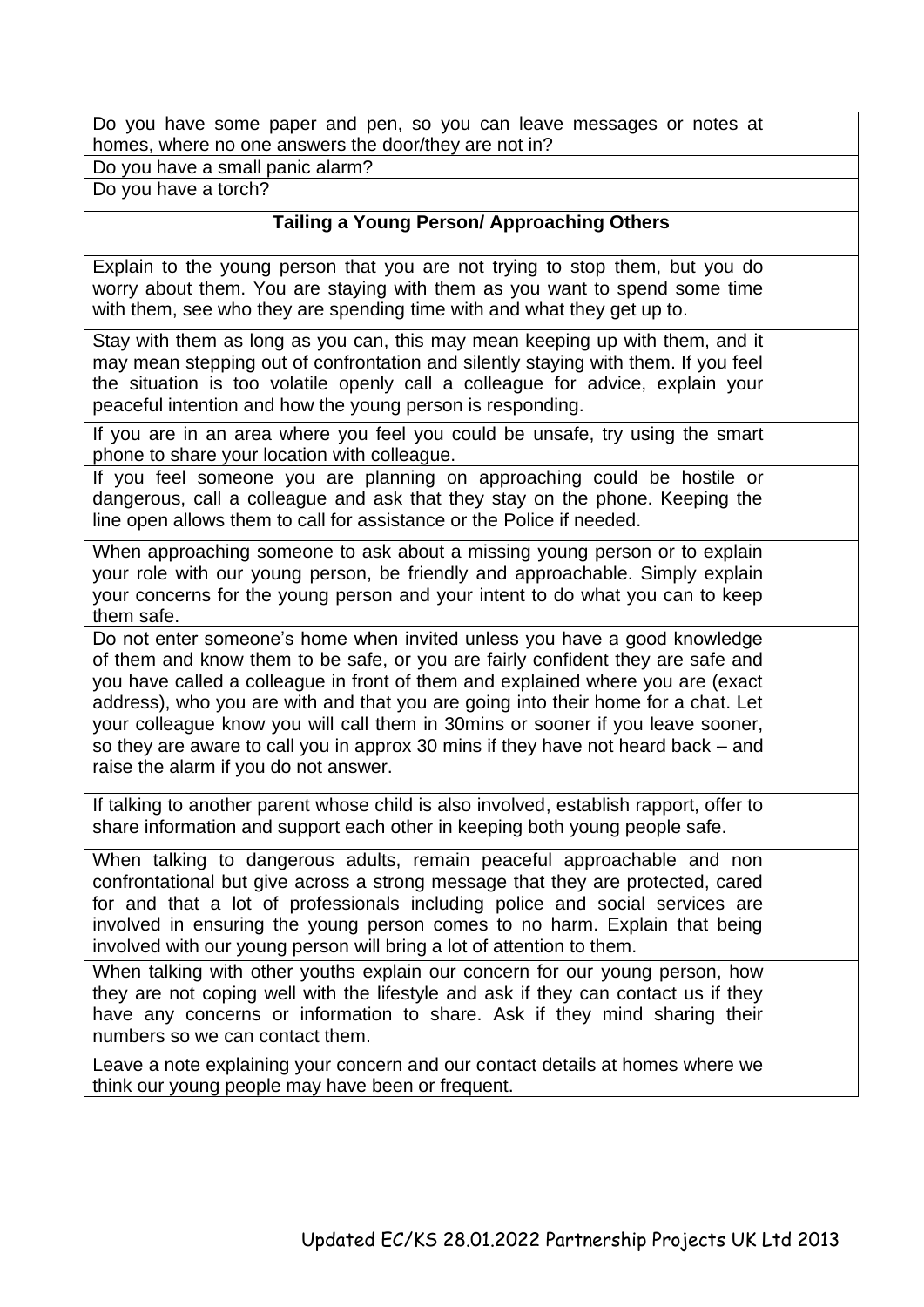| | |
|---|---|
| Do you have some paper and pen, so you can leave messages or notes at homes, where no one answers the door/they are not in? | |
| Do you have a small panic alarm? | |
| Do you have a torch? | |
| **Tailing a Young Person/ Approaching Others** | |
| Explain to the young person that you are not trying to stop them, but you do worry about them. You are staying with them as you want to spend some time with them, see who they are spending time with and what they get up to. | |
| Stay with them as long as you can, this may mean keeping up with them, and it may mean stepping out of confrontation and silently staying with them. If you feel the situation is too volatile openly call a colleague for advice, explain your peaceful intention and how the young person is responding. | |
| If you are in an area where you feel you could be unsafe, try using the smart phone to share your location with colleague. | |
| If you feel someone you are planning on approaching could be hostile or dangerous, call a colleague and ask that they stay on the phone. Keeping the line open allows them to call for assistance or the Police if needed. | |
| When approaching someone to ask about a missing young person or to explain your role with our young person, be friendly and approachable. Simply explain your concerns for the young person and your intent to do what you can to keep them safe. | |
| Do not enter someone's home when invited unless you have a good knowledge of them and know them to be safe, or you are fairly confident they are safe and you have called a colleague in front of them and explained where you are (exact address), who you are with and that you are going into their home for a chat. Let your colleague know you will call them in 30mins or sooner if you leave sooner, so they are aware to call you in approx 30 mins if they have not heard back – and raise the alarm if you do not answer. | |
| If talking to another parent whose child is also involved, establish rapport, offer to share information and support each other in keeping both young people safe. | |
| When talking to dangerous adults, remain peaceful approachable and non confrontational but give across a strong message that they are protected, cared for and that a lot of professionals including police and social services are involved in ensuring the young person comes to no harm. Explain that being involved with our young person will bring a lot of attention to them. | |
| When talking with other youths explain our concern for our young person, how they are not coping well with the lifestyle and ask if they can contact us if they have any concerns or information to share. Ask if they mind sharing their numbers so we can contact them. | |
| Leave a note explaining your concern and our contact details at homes where we think our young people may have been or frequent. | |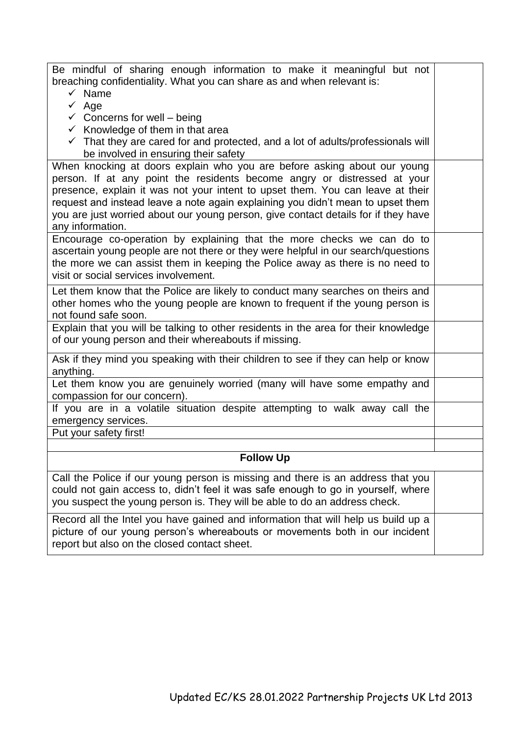| | |
|---|---|
| Be mindful of sharing enough information to make it meaningful but not breaching confidentiality. What you can share as and when relevant is:<br>✓ Name<br>✓ Age<br>✓ Concerns for well – being<br>✓ Knowledge of them in that area<br>✓ That they are cared for and protected, and a lot of adults/professionals will be involved in ensuring their safety | |
| When knocking at doors explain who you are before asking about our young person. If at any point the residents become angry or distressed at your presence, explain it was not your intent to upset them. You can leave at their request and instead leave a note again explaining you didn't mean to upset them you are just worried about our young person, give contact details for if they have any information. | |
| Encourage co-operation by explaining that the more checks we can do to ascertain young people are not there or they were helpful in our search/questions the more we can assist them in keeping the Police away as there is no need to visit or social services involvement. | |
| Let them know that the Police are likely to conduct many searches on theirs and other homes who the young people are known to frequent if the young person is not found safe soon. | |
| Explain that you will be talking to other residents in the area for their knowledge of our young person and their whereabouts if missing. | |
| Ask if they mind you speaking with their children to see if they can help or know anything. | |
| Let them know you are genuinely worried (many will have some empathy and compassion for our concern). | |
| If you are in a volatile situation despite attempting to walk away call the emergency services. | |
| Put your safety first! | |
| | |
| **Follow Up** | |
| Call the Police if our young person is missing and there is an address that you could not gain access to, didn't feel it was safe enough to go in yourself, where you suspect the young person is. They will be able to do an address check. | |
| Record all the Intel you have gained and information that will help us build up a picture of our young person's whereabouts or movements both in our incident report but also on the closed contact sheet. | |